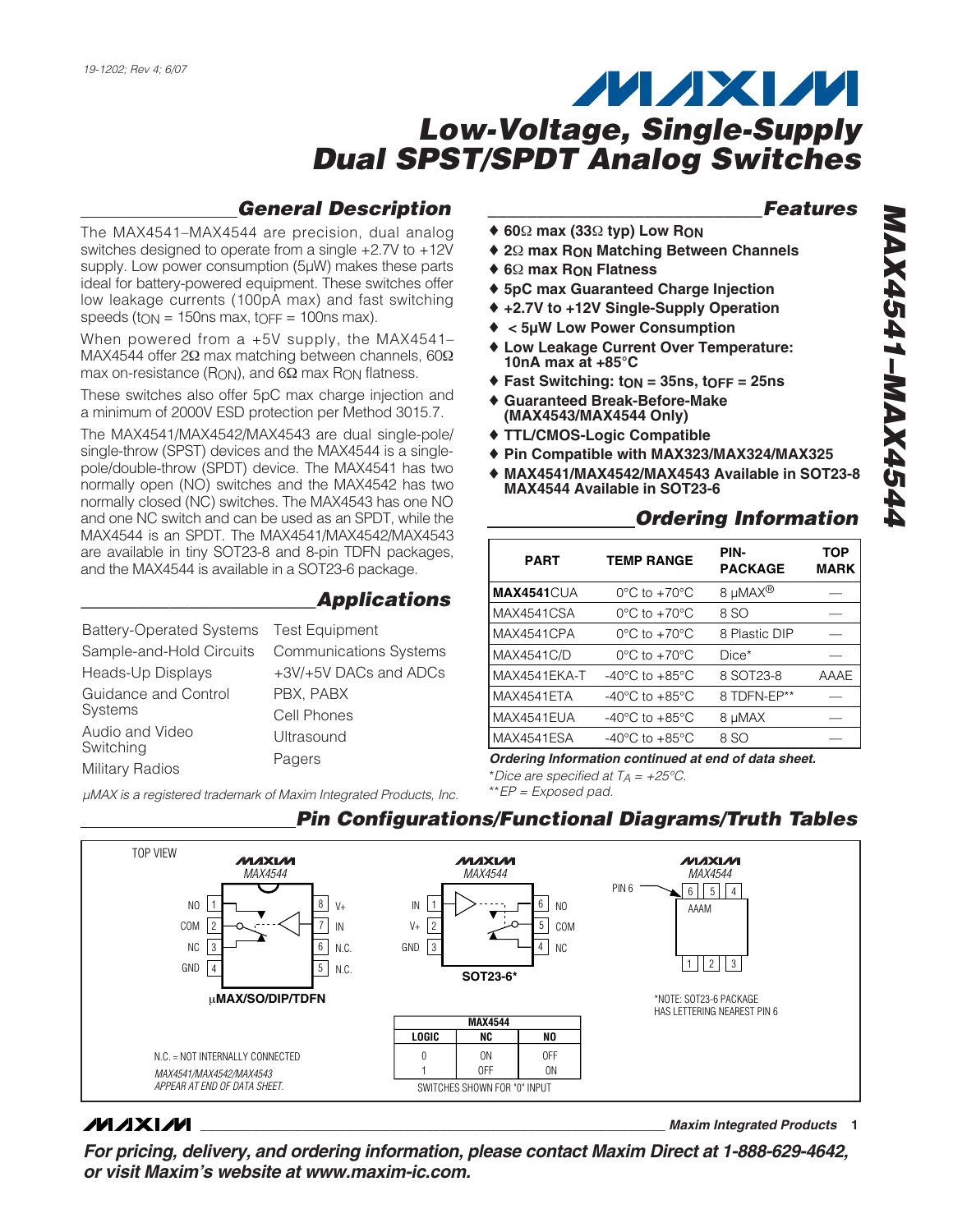19-1202; Rev 4; 6/07

# Low-Voltage, Single-Supply Dual SPST/SPDT Analog Switches

## General Description

The MAX4541–MAX4544 are precision, dual analog switches designed to operate from a single +2.7V to +12V supply. Low power consumption (5µW) makes these parts ideal for battery-powered equipment. These switches offer low leakage currents (100pA max) and fast switching speeds ($t_{ON}$ = 150ns max, $t_{OFF}$ = 100ns max).

When powered from a +5V supply, the MAX4541–MAX4544 offer 2Ω max matching between channels, 60Ω max on-resistance ($R_{ON}$), and 6Ω max $R_{ON}$ flatness.

These switches also offer 5pC max charge injection and a minimum of 2000V ESD protection per Method 3015.7.

The MAX4541/MAX4542/MAX4543 are dual single-pole/single-throw (SPST) devices and the MAX4544 is a single-pole/double-throw (SPDT) device. The MAX4541 has two normally open (NO) switches and the MAX4542 has two normally closed (NC) switches. The MAX4543 has one NO and one NC switch and can be used as an SPDT, while the MAX4544 is an SPDT. The MAX4541/MAX4542/MAX4543 are available in tiny SOT23-8 and 8-pin TDFN packages, and the MAX4544 is available in a SOT23-6 package.

## Applications

- Battery-Operated Systems
- Sample-and-Hold Circuits
- Heads-Up Displays
- Guidance and Control Systems
- Audio and Video Switching
- Military Radios
- Test Equipment
- Communications Systems
- +3V/+5V DACs and ADCs
- PBX, PABX
- Cell Phones
- Ultrasound
- Pagers

*µMAX is a registered trademark of Maxim Integrated Products, Inc.*

## Features

- ♦ **60Ω max (33Ω typ) Low $R_{ON}$**
- ♦ **2Ω max $R_{ON}$ Matching Between Channels**
- ♦ **6Ω max $R_{ON}$ Flatness**
- ♦ **5pC max Guaranteed Charge Injection**
- ♦ **+2.7V to +12V Single-Supply Operation**
- ♦ **< 5µW Low Power Consumption**
- ♦ **Low Leakage Current Over Temperature: 10nA max at +85°C**
- ♦ **Fast Switching: $t_{ON}$ = 35ns, $t_{OFF}$ = 25ns**
- ♦ **Guaranteed Break-Before-Make (MAX4543/MAX4544 Only)**
- ♦ **TTL/CMOS-Logic Compatible**
- ♦ **Pin Compatible with MAX323/MAX324/MAX325**
- ♦ **MAX4541/MAX4542/MAX4543 Available in SOT23-8 MAX4544 Available in SOT23-6**

## Ordering Information

| PART | TEMP RANGE | PIN-PACKAGE | TOP MARK |
|---|---|---|---|
| **MAX4541**CUA | 0°C to +70°C | 8 µMAX® | — |
| MAX4541CSA | 0°C to +70°C | 8 SO | — |
| MAX4541CPA | 0°C to +70°C | 8 Plastic DIP | — |
| MAX4541C/D | 0°C to +70°C | Dice* | — |
| MAX4541EKA-T | -40°C to +85°C | 8 SOT23-8 | AAAE |
| MAX4541ETA | -40°C to +85°C | 8 TDFN-EP** | — |
| MAX4541EUA | -40°C to +85°C | 8 µMAX | — |
| MAX4541ESA | -40°C to +85°C | 8 SO | — |

***Ordering Information continued at end of data sheet.***

*\*Dice are specified at $T_A$ = +25°C.*

*\*\*EP = Exposed pad.*

## Pin Configurations/Functional Diagrams/Truth Tables

TOP VIEW

MAX4544 — µMAX/SO/DIP/TDFN: 1 NO, 2 COM, 3 NC, 4 GND, 5 N.C., 6 N.C., 7 IN, 8 V+

MAX4544 — SOT23-6*: 1 IN, 2 V+, 3 GND, 4 NC, 5 COM, 6 NO

MAX4544 package marking: AAAM (PIN 6)

*NOTE: SOT23-6 PACKAGE HAS LETTERING NEAREST PIN 6

N.C. = NOT INTERNALLY CONNECTED

*MAX4541/MAX4542/MAX4543 APPEAR AT END OF DATA SHEET.*

| MAX4544 | | |
|---|---|---|
| LOGIC | NC | NO |
| 0 | ON | OFF |
| 1 | OFF | ON |

SWITCHES SHOWN FOR "0" INPUT

**For pricing, delivery, and ordering information, please contact Maxim Direct at 1-888-629-4642, or visit Maxim's website at www.maxim-ic.com.**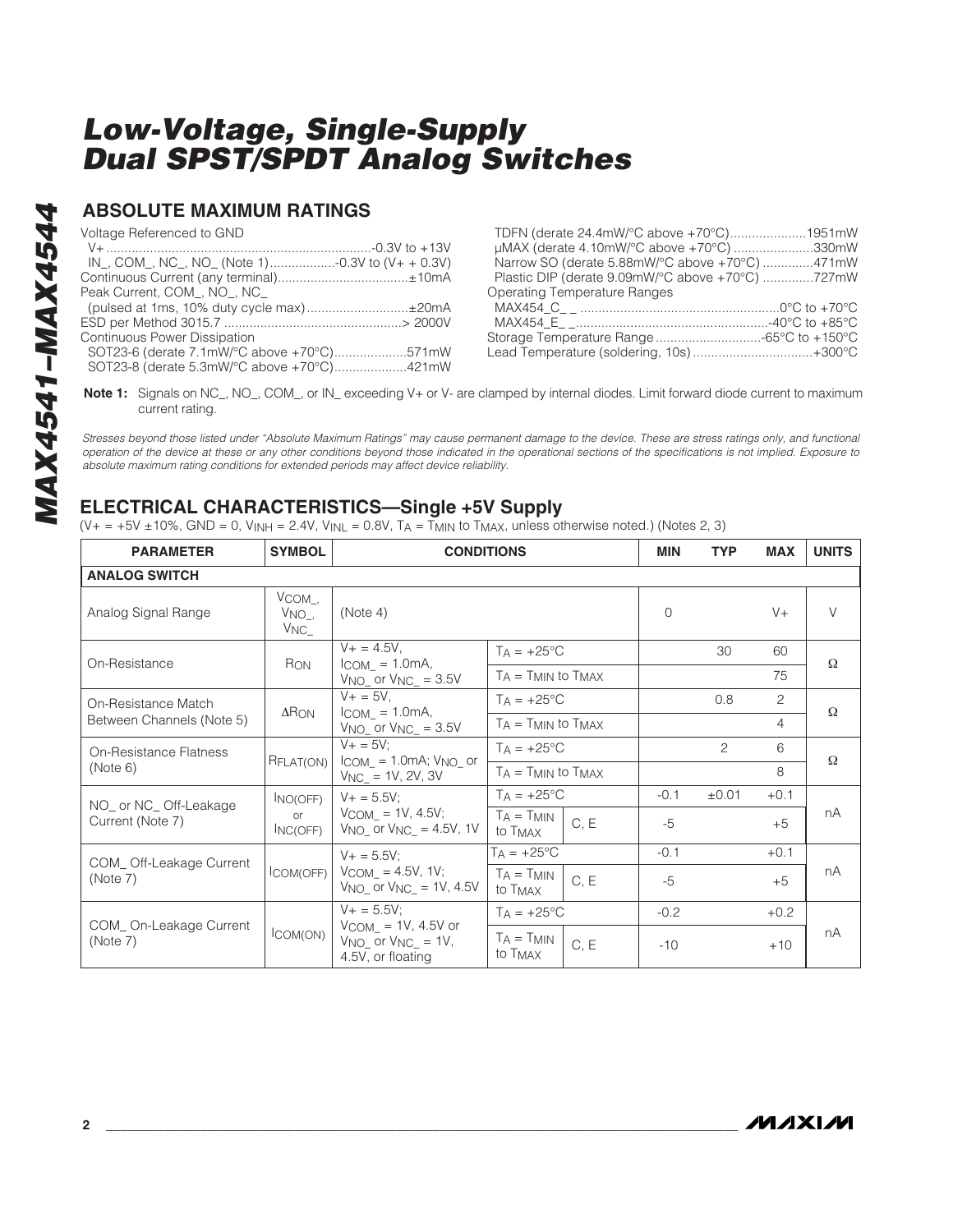# Low-Voltage, Single-Supply Dual SPST/SPDT Analog Switches

## ABSOLUTE MAXIMUM RATINGS

Voltage Referenced to GND
- V+ ....................................................................-0.3V to +13V
- IN_, COM_, NC_, NO_ (Note 1)..................-0.3V to (V+ + 0.3V)

Continuous Current (any terminal)....................................±10mA

Peak Current, COM_, NO_, NC_
- (pulsed at 1ms, 10% duty cycle max)...........................±20mA

ESD per Method 3015.7 ................................................> 2000V

Continuous Power Dissipation
- SOT23-6 (derate 7.1mW/°C above +70°C)....................571mW
- SOT23-8 (derate 5.3mW/°C above +70°C)....................421mW
- TDFN (derate 24.4mW/°C above +70°C).....................1951mW
- μMAX (derate 4.10mW/°C above +70°C) ......................330mW
- Narrow SO (derate 5.88mW/°C above +70°C) ..............471mW
- Plastic DIP (derate 9.09mW/°C above +70°C) ..............727mW

Operating Temperature Ranges
- MAX454_C_ _ .....................................................0°C to +70°C
- MAX454_E_ _...................................................-40°C to +85°C

Storage Temperature Range .............................-65°C to +150°C

Lead Temperature (soldering, 10s) .................................+300°C

**Note 1:** Signals on NC_, NO_, COM_, or IN_ exceeding V+ or V- are clamped by internal diodes. Limit forward diode current to maximum current rating.

*Stresses beyond those listed under "Absolute Maximum Ratings" may cause permanent damage to the device. These are stress ratings only, and functional operation of the device at these or any other conditions beyond those indicated in the operational sections of the specifications is not implied. Exposure to absolute maximum rating conditions for extended periods may affect device reliability.*

## ELECTRICAL CHARACTERISTICS—Single +5V Supply

($V+ = +5V \pm 10\%$, GND = 0, $V_{INH} = 2.4V$, $V_{INL} = 0.8V$, $T_A = T_{MIN}$ to $T_{MAX}$, unless otherwise noted.) (Notes 2, 3)

| PARAMETER | SYMBOL | CONDITIONS | | | MIN | TYP | MAX | UNITS |
|---|---|---|---|---|---|---|---|---|
| **ANALOG SWITCH** | | | | | | | | |
| Analog Signal Range | $V_{COM\_}$, $V_{NO\_}$, $V_{NC\_}$ | (Note 4) | | | 0 | | V+ | V |
| On-Resistance | $R_{ON}$ | V+ = 4.5V, $I_{COM\_}$ = 1.0mA, $V_{NO\_}$ or $V_{NC\_}$ = 3.5V | $T_A$ = +25°C | | | 30 | 60 | Ω |
| | | | $T_A$ = $T_{MIN}$ to $T_{MAX}$ | | | | 75 | |
| On-Resistance Match Between Channels (Note 5) | $\Delta R_{ON}$ | V+ = 5V, $I_{COM\_}$ = 1.0mA, $V_{NO\_}$ or $V_{NC\_}$ = 3.5V | $T_A$ = +25°C | | | 0.8 | 2 | Ω |
| | | | $T_A$ = $T_{MIN}$ to $T_{MAX}$ | | | | 4 | |
| On-Resistance Flatness (Note 6) | $R_{FLAT(ON)}$ | V+ = 5V; $I_{COM\_}$ = 1.0mA; $V_{NO\_}$ or $V_{NC\_}$ = 1V, 2V, 3V | $T_A$ = +25°C | | | 2 | 6 | Ω |
| | | | $T_A$ = $T_{MIN}$ to $T_{MAX}$ | | | | 8 | |
| NO_ or NC_ Off-Leakage Current (Note 7) | $I_{NO(OFF)}$ or $I_{NC(OFF)}$ | V+ = 5.5V; $V_{COM\_}$ = 1V, 4.5V; $V_{NO\_}$ or $V_{NC\_}$ = 4.5V, 1V | $T_A$ = +25°C | | -0.1 | ±0.01 | +0.1 | nA |
| | | | $T_A$ = $T_{MIN}$ to $T_{MAX}$ | C, E | -5 | | +5 | |
| COM_ Off-Leakage Current (Note 7) | $I_{COM(OFF)}$ | V+ = 5.5V; $V_{COM\_}$ = 4.5V, 1V; $V_{NO\_}$ or $V_{NC\_}$ = 1V, 4.5V | $T_A$ = +25°C | | -0.1 | | +0.1 | nA |
| | | | $T_A$ = $T_{MIN}$ to $T_{MAX}$ | C, E | -5 | | +5 | |
| COM_ On-Leakage Current (Note 7) | $I_{COM(ON)}$ | V+ = 5.5V; $V_{COM\_}$ = 1V, 4.5V or $V_{NO\_}$ or $V_{NC\_}$ = 1V, 4.5V, or floating | $T_A$ = +25°C | | -0.2 | | +0.2 | nA |
| | | | $T_A$ = $T_{MIN}$ to $T_{MAX}$ | C, E | -10 | | +10 | |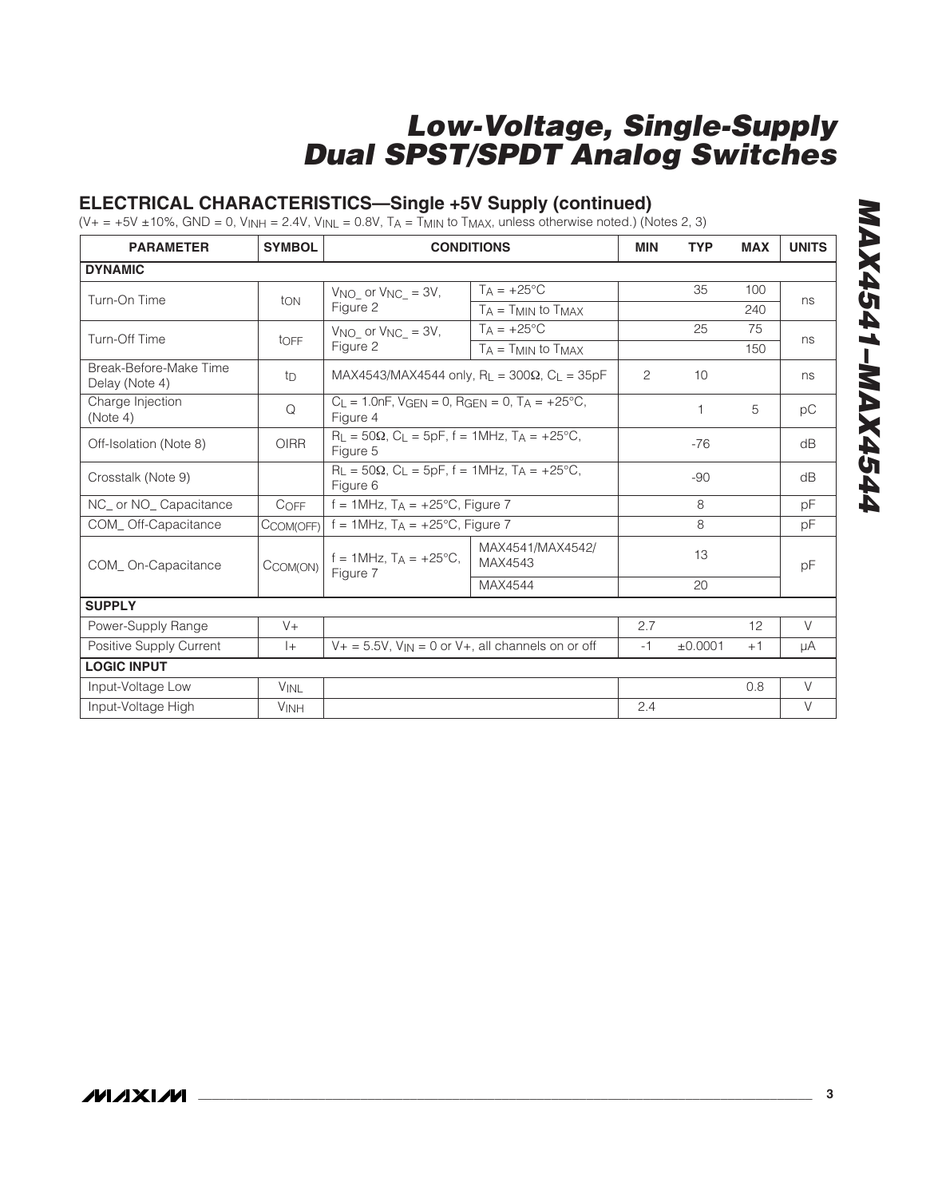## ELECTRICAL CHARACTERISTICS—Single +5V Supply (continued)

($V+ = +5V \pm 10\%$, GND = 0, $V_{INH} = 2.4V$, $V_{INL} = 0.8V$, $T_A = T_{MIN}$ to $T_{MAX}$, unless otherwise noted.) (Notes 2, 3)

| PARAMETER | SYMBOL | CONDITIONS | | MIN | TYP | MAX | UNITS |
|---|---|---|---|---|---|---|---|
| **DYNAMIC** | | | | | | | |
| Turn-On Time | $t_{ON}$ | $V_{NO\_}$ or $V_{NC\_} = 3V$, Figure 2 | $T_A = +25°C$ | | 35 | 100 | ns |
| | | | $T_A = T_{MIN}$ to $T_{MAX}$ | | | 240 | |
| Turn-Off Time | $t_{OFF}$ | $V_{NO\_}$ or $V_{NC\_} = 3V$, Figure 2 | $T_A = +25°C$ | | 25 | 75 | ns |
| | | | $T_A = T_{MIN}$ to $T_{MAX}$ | | | 150 | |
| Break-Before-Make Time Delay (Note 4) | $t_D$ | MAX4543/MAX4544 only, $R_L = 300\Omega$, $C_L = 35pF$ | | 2 | 10 | | ns |
| Charge Injection (Note 4) | Q | $C_L = 1.0nF$, $V_{GEN} = 0$, $R_{GEN} = 0$, $T_A = +25°C$, Figure 4 | | | 1 | 5 | pC |
| Off-Isolation (Note 8) | OIRR | $R_L = 50\Omega$, $C_L = 5pF$, f = 1MHz, $T_A = +25°C$, Figure 5 | | | -76 | | dB |
| Crosstalk (Note 9) | | $R_L = 50\Omega$, $C_L = 5pF$, f = 1MHz, $T_A = +25°C$, Figure 6 | | | -90 | | dB |
| NC_ or NO_ Capacitance | $C_{OFF}$ | f = 1MHz, $T_A = +25°C$, Figure 7 | | | 8 | | pF |
| COM_ Off-Capacitance | $C_{COM(OFF)}$ | f = 1MHz, $T_A = +25°C$, Figure 7 | | | 8 | | pF |
| COM_ On-Capacitance | $C_{COM(ON)}$ | f = 1MHz, $T_A = +25°C$, Figure 7 | MAX4541/MAX4542/ MAX4543 | | 13 | | pF |
| | | | MAX4544 | | 20 | | |
| **SUPPLY** | | | | | | | |
| Power-Supply Range | V+ | | | 2.7 | | 12 | V |
| Positive Supply Current | I+ | V+ = 5.5V, $V_{IN}$ = 0 or V+, all channels on or off | | -1 | ±0.0001 | +1 | µA |
| **LOGIC INPUT** | | | | | | | |
| Input-Voltage Low | $V_{INL}$ | | | | | 0.8 | V |
| Input-Voltage High | $V_{INH}$ | | | 2.4 | | | V |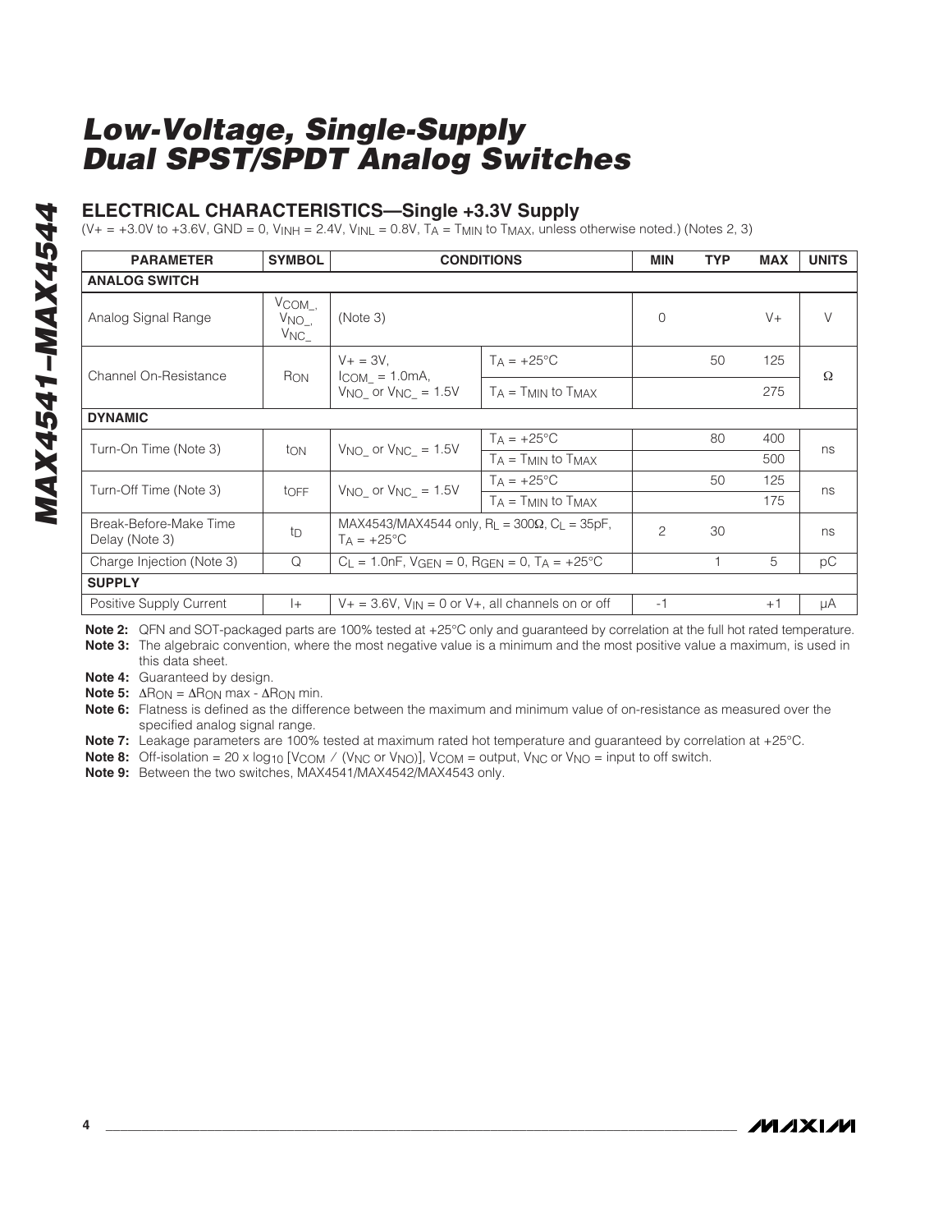## ELECTRICAL CHARACTERISTICS—Single +3.3V Supply

($V+ = +3.0V$ to $+3.6V$, GND = 0, $V_{INH} = 2.4V$, $V_{INL} = 0.8V$, $T_A = T_{MIN}$ to $T_{MAX}$, unless otherwise noted.) (Notes 2, 3)

| PARAMETER | SYMBOL | CONDITIONS | | MIN | TYP | MAX | UNITS |
|---|---|---|---|---|---|---|---|
| **ANALOG SWITCH** | | | | | | | |
| Analog Signal Range | $V_{COM\_}$, $V_{NO\_}$, $V_{NC\_}$ | (Note 3) | | 0 | | V+ | V |
| Channel On-Resistance | $R_{ON}$ | $V+ = 3V$, $I_{COM\_} = 1.0mA$, $V_{NO\_}$ or $V_{NC\_} = 1.5V$ | $T_A = +25°C$ | | 50 | 125 | Ω |
| | | | $T_A = T_{MIN}$ to $T_{MAX}$ | | | 275 | |
| **DYNAMIC** | | | | | | | |
| Turn-On Time (Note 3) | $t_{ON}$ | $V_{NO\_}$ or $V_{NC\_} = 1.5V$ | $T_A = +25°C$ | | 80 | 400 | ns |
| | | | $T_A = T_{MIN}$ to $T_{MAX}$ | | | 500 | |
| Turn-Off Time (Note 3) | $t_{OFF}$ | $V_{NO\_}$ or $V_{NC\_} = 1.5V$ | $T_A = +25°C$ | | 50 | 125 | ns |
| | | | $T_A = T_{MIN}$ to $T_{MAX}$ | | | 175 | |
| Break-Before-Make Time Delay (Note 3) | $t_D$ | MAX4543/MAX4544 only, $R_L = 300Ω$, $C_L = 35pF$, $T_A = +25°C$ | | 2 | 30 | | ns |
| Charge Injection (Note 3) | Q | $C_L = 1.0nF$, $V_{GEN} = 0$, $R_{GEN} = 0$, $T_A = +25°C$ | | | 1 | 5 | pC |
| **SUPPLY** | | | | | | | |
| Positive Supply Current | I+ | $V+ = 3.6V$, $V_{IN} = 0$ or V+, all channels on or off | | -1 | | +1 | µA |

**Note 2:** QFN and SOT-packaged parts are 100% tested at +25°C only and guaranteed by correlation at the full hot rated temperature.

**Note 3:** The algebraic convention, where the most negative value is a minimum and the most positive value a maximum, is used in this data sheet.

**Note 4:** Guaranteed by design.

**Note 5:** $\Delta R_{ON} = \Delta R_{ON}$ max - $\Delta R_{ON}$ min.

**Note 6:** Flatness is defined as the difference between the maximum and minimum value of on-resistance as measured over the specified analog signal range.

**Note 7:** Leakage parameters are 100% tested at maximum rated hot temperature and guaranteed by correlation at +25°C.

**Note 8:** Off-isolation = $20 \times \log_{10} [V_{COM} / (V_{NC}$ or $V_{NO})]$, $V_{COM}$ = output, $V_{NC}$ or $V_{NO}$ = input to off switch.

**Note 9:** Between the two switches, MAX4541/MAX4542/MAX4543 only.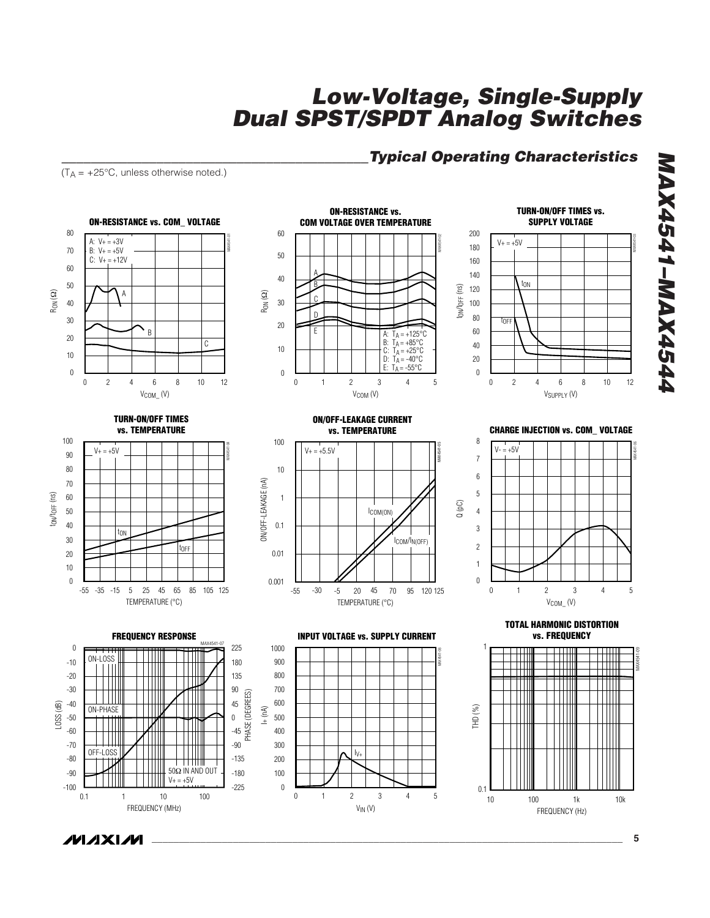## Typical Operating Characteristics

($T_A$ = +25°C, unless otherwise noted.)

**ON-RESISTANCE vs. COM_ VOLTAGE**

A: V+ = +3V
B: V+ = +5V
C: V+ = +12V

$R_{ON}$ (Ω) vs. $V_{COM\_}$ (V)

**ON-RESISTANCE vs. COM VOLTAGE OVER TEMPERATURE**

A: $T_A$ = +125°C
B: $T_A$ = +85°C
C: $T_A$ = +25°C
D: $T_A$ = -40°C
E: $T_A$ = -55°C

$R_{ON}$ (Ω) vs. $V_{COM}$ (V)

**TURN-ON/OFF TIMES vs. SUPPLY VOLTAGE**

V+ = +5V

$t_{ON}/t_{OFF}$ (ns) vs. $V_{SUPPLY}$ (V)

**TURN-ON/OFF TIMES vs. TEMPERATURE**

V+ = +5V

$t_{ON}/t_{OFF}$ (ns) vs. TEMPERATURE (°C)

**ON/OFF-LEAKAGE CURRENT vs. TEMPERATURE**

V+ = +5.5V

ON/OFF-LEAKAGE (nA) vs. TEMPERATURE (°C); $I_{COM(ON)}$, $I_{COM}/I_{N(OFF)}$

**CHARGE INJECTION vs. COM_ VOLTAGE**

V- = +5V

Q (pC) vs. $V_{COM\_}$ (V)

**FREQUENCY RESPONSE**

ON-LOSS, ON-PHASE, OFF-LOSS
50Ω IN AND OUT
V+ = +5V

LOSS (dB) / PHASE (DEGREES) vs. FREQUENCY (MHz)

**INPUT VOLTAGE vs. SUPPLY CURRENT**

I+ (nA) vs. $V_{IN}$ (V); $I_{V+}$

**TOTAL HARMONIC DISTORTION vs. FREQUENCY**

THD (%) vs. FREQUENCY (Hz)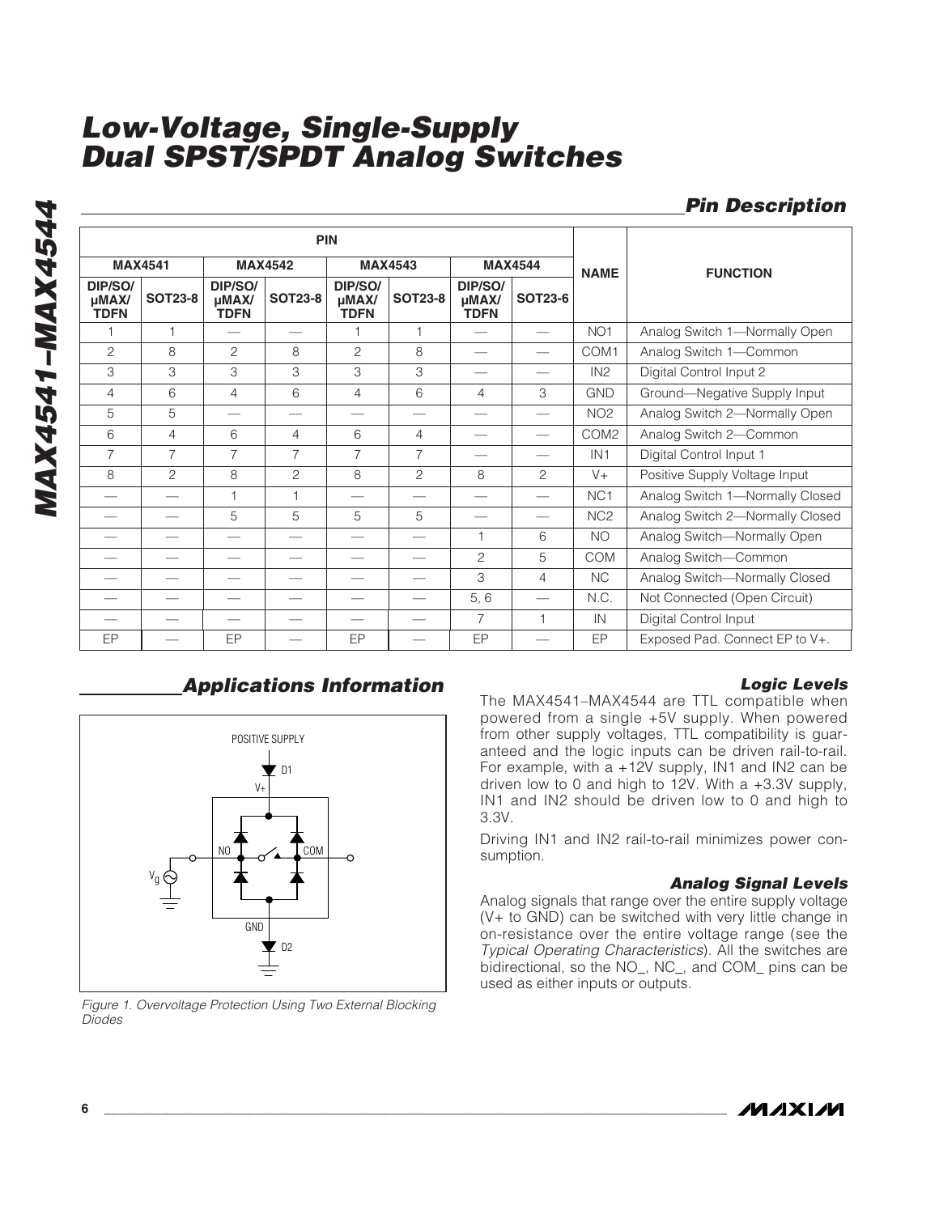## Pin Description

| PIN | | | | | | | | NAME | FUNCTION |
|---|---|---|---|---|---|---|---|---|---|
| MAX4541 | | MAX4542 | | MAX4543 | | MAX4544 | | | |
| DIP/SO/ µMAX/ TDFN | SOT23-8 | DIP/SO/ µMAX/ TDFN | SOT23-8 | DIP/SO/ µMAX/ TDFN | SOT23-8 | DIP/SO/ µMAX/ TDFN | SOT23-6 | | |
| 1 | 1 | — | — | 1 | 1 | — | — | NO1 | Analog Switch 1—Normally Open |
| 2 | 8 | 2 | 8 | 2 | 8 | — | — | COM1 | Analog Switch 1—Common |
| 3 | 3 | 3 | 3 | 3 | 3 | — | — | IN2 | Digital Control Input 2 |
| 4 | 6 | 4 | 6 | 4 | 6 | 4 | 3 | GND | Ground—Negative Supply Input |
| 5 | 5 | — | — | — | — | — | — | NO2 | Analog Switch 2—Normally Open |
| 6 | 4 | 6 | 4 | 6 | 4 | — | — | COM2 | Analog Switch 2—Common |
| 7 | 7 | 7 | 7 | 7 | 7 | — | — | IN1 | Digital Control Input 1 |
| 8 | 2 | 8 | 2 | 8 | 2 | 8 | 2 | V+ | Positive Supply Voltage Input |
| — | — | 1 | 1 | — | — | — | — | NC1 | Analog Switch 1—Normally Closed |
| — | — | 5 | 5 | 5 | 5 | — | — | NC2 | Analog Switch 2—Normally Closed |
| — | — | — | — | — | — | 1 | 6 | NO | Analog Switch—Normally Open |
| — | — | — | — | — | — | 2 | 5 | COM | Analog Switch—Common |
| — | — | — | — | — | — | 3 | 4 | NC | Analog Switch—Normally Closed |
| — | — | — | — | — | — | 5, 6 | — | N.C. | Not Connected (Open Circuit) |
| — | — | — | — | — | — | 7 | 1 | IN | Digital Control Input |
| EP | — | EP | — | EP | — | EP | — | EP | Exposed Pad. Connect EP to V+. |

## Applications Information

Figure 1. Overvoltage Protection Using Two External Blocking Diodes

### Logic Levels

The MAX4541–MAX4544 are TTL compatible when powered from a single +5V supply. When powered from other supply voltages, TTL compatibility is guaranteed and the logic inputs can be driven rail-to-rail. For example, with a +12V supply, IN1 and IN2 can be driven low to 0 and high to 12V. With a +3.3V supply, IN1 and IN2 should be driven low to 0 and high to 3.3V.

Driving IN1 and IN2 rail-to-rail minimizes power consumption.

### Analog Signal Levels

Analog signals that range over the entire supply voltage (V+ to GND) can be switched with very little change in on-resistance over the entire voltage range (see the *Typical Operating Characteristics*). All the switches are bidirectional, so the NO_, NC_, and COM_ pins can be used as either inputs or outputs.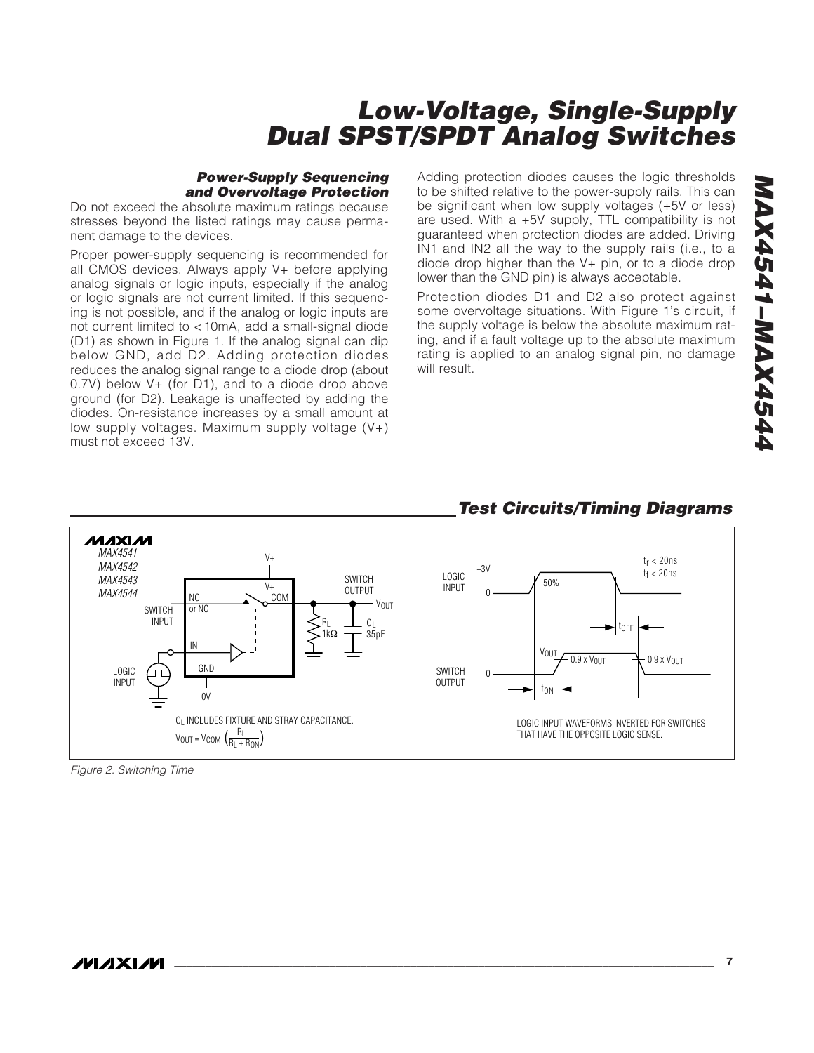### Power-Supply Sequencing and Overvoltage Protection

Do not exceed the absolute maximum ratings because stresses beyond the listed ratings may cause permanent damage to the devices.

Proper power-supply sequencing is recommended for all CMOS devices. Always apply V+ before applying analog signals or logic inputs, especially if the analog or logic signals are not current limited. If this sequencing is not possible, and if the analog or logic inputs are not current limited to <10mA, add a small-signal diode (D1) as shown in Figure 1. If the analog signal can dip below GND, add D2. Adding protection diodes reduces the analog signal range to a diode drop (about 0.7V) below V+ (for D1), and to a diode drop above ground (for D2). Leakage is unaffected by adding the diodes. On-resistance increases by a small amount at low supply voltages. Maximum supply voltage (V+) must not exceed 13V.

Adding protection diodes causes the logic thresholds to be shifted relative to the power-supply rails. This can be significant when low supply voltages (+5V or less) are used. With a +5V supply, TTL compatibility is not guaranteed when protection diodes are added. Driving IN1 and IN2 all the way to the supply rails (i.e., to a diode drop higher than the V+ pin, or to a diode drop lower than the GND pin) is always acceptable.

Protection diodes D1 and D2 also protect against some overvoltage situations. With Figure 1's circuit, if the supply voltage is below the absolute maximum rating, and if a fault voltage up to the absolute maximum rating is applied to an analog signal pin, no damage will result.

## Test Circuits/Timing Diagrams

MAX4541
MAX4542
MAX4543
MAX4544

SWITCH INPUT — NO or NC; V+; COM; SWITCH OUTPUT $V_{OUT}$; $R_L$ 1kΩ; $C_L$ 35pF; IN; LOGIC INPUT; GND; 0V

$C_L$ INCLUDES FIXTURE AND STRAY CAPACITANCE.

$V_{OUT} = V_{COM} \left( \frac{R_L}{R_L + R_{ON}} \right)$

LOGIC INPUT: +3V, 0, 50%; $t_r < 20ns$, $t_f < 20ns$

SWITCH OUTPUT: $V_{OUT}$, 0, $0.9 \times V_{OUT}$, $0.9 \times V_{OUT}$; $t_{ON}$, $t_{OFF}$

LOGIC INPUT WAVEFORMS INVERTED FOR SWITCHES THAT HAVE THE OPPOSITE LOGIC SENSE.

*Figure 2. Switching Time*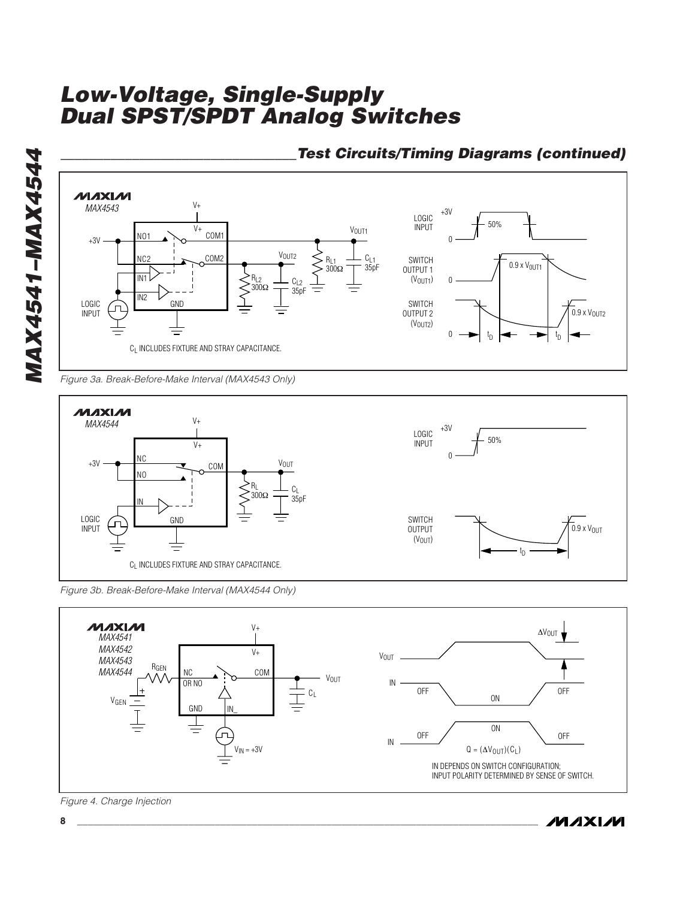## Test Circuits/Timing Diagrams (continued)

MAX4543

+3V, NO1, NC2, IN1, IN2, V+, COM1, COM2, GND, LOGIC INPUT, $V_{OUT1}$, $V_{OUT2}$, $R_{L1}$ 300Ω, $C_{L1}$ 35pF, $R_{L2}$ 300Ω, $C_{L2}$ 35pF

$C_L$ INCLUDES FIXTURE AND STRAY CAPACITANCE.

LOGIC INPUT: +3V, 0, 50%

SWITCH OUTPUT 1 ($V_{OUT1}$): 0, 0.9 x $V_{OUT1}$

SWITCH OUTPUT 2 ($V_{OUT2}$): 0, 0.9 x $V_{OUT2}$, $t_D$, $t_D$

Figure 3a. Break-Before-Make Interval (MAX4543 Only)

MAX4544

+3V, NC, NO, IN, V+, COM, GND, LOGIC INPUT, $V_{OUT}$, $R_L$ 300Ω, $C_L$ 35pF

$C_L$ INCLUDES FIXTURE AND STRAY CAPACITANCE.

LOGIC INPUT: +3V, 0, 50%

SWITCH OUTPUT ($V_{OUT}$): 0.9 x $V_{OUT}$, $t_D$

Figure 3b. Break-Before-Make Interval (MAX4544 Only)

MAX4541
MAX4542
MAX4543
MAX4544

$R_{GEN}$, $V_{GEN}$, NC OR NO, COM, V+, GND, IN_, $V_{IN}$ = +3V, $V_{OUT}$, $C_L$

$V_{OUT}$, $\Delta V_{OUT}$

IN: OFF, ON, OFF

IN: OFF, ON, OFF

$Q = (\Delta V_{OUT})(C_L)$

IN DEPENDS ON SWITCH CONFIGURATION;
INPUT POLARITY DETERMINED BY SENSE OF SWITCH.

Figure 4. Charge Injection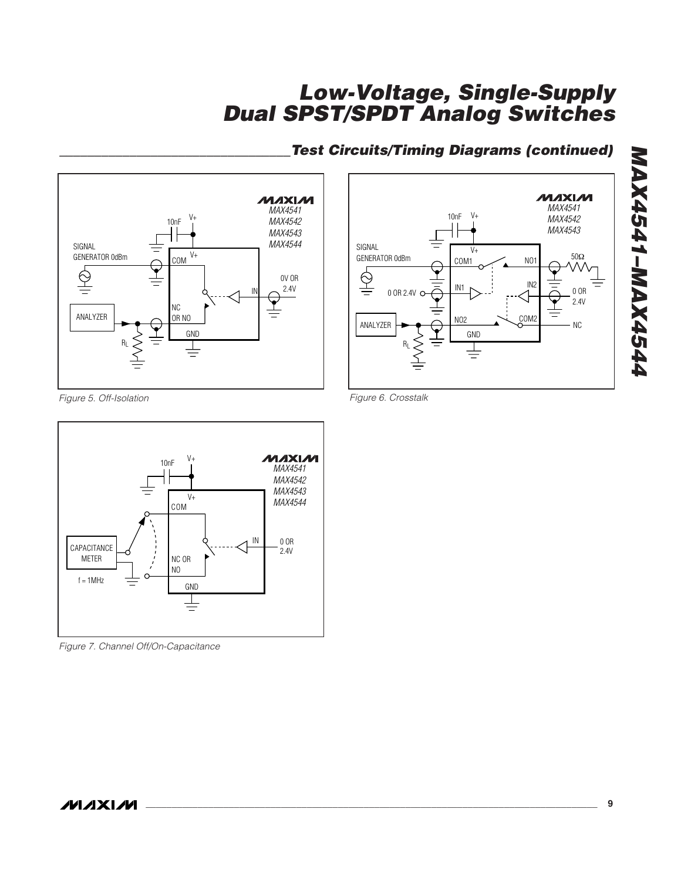## Test Circuits/Timing Diagrams (continued)

Figure 5. Off-Isolation

Figure 6. Crosstalk

Figure 7. Channel Off/On-Capacitance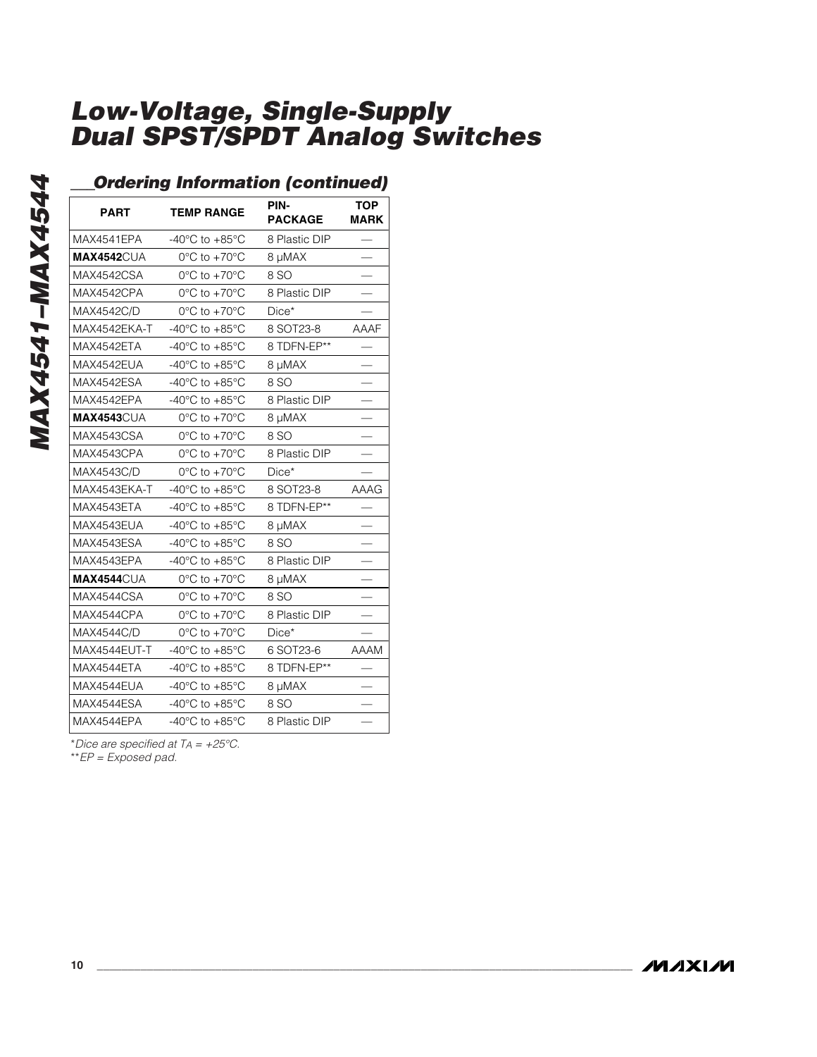## Ordering Information (continued)

| PART | TEMP RANGE | PIN-PACKAGE | TOP MARK |
|---|---|---|---|
| MAX4541EPA | -40°C to +85°C | 8 Plastic DIP | — |
| **MAX4542**CUA | 0°C to +70°C | 8 µMAX | — |
| MAX4542CSA | 0°C to +70°C | 8 SO | — |
| MAX4542CPA | 0°C to +70°C | 8 Plastic DIP | — |
| MAX4542C/D | 0°C to +70°C | Dice* | — |
| MAX4542EKA-T | -40°C to +85°C | 8 SOT23-8 | AAAF |
| MAX4542ETA | -40°C to +85°C | 8 TDFN-EP** | — |
| MAX4542EUA | -40°C to +85°C | 8 µMAX | — |
| MAX4542ESA | -40°C to +85°C | 8 SO | — |
| MAX4542EPA | -40°C to +85°C | 8 Plastic DIP | — |
| **MAX4543**CUA | 0°C to +70°C | 8 µMAX | — |
| MAX4543CSA | 0°C to +70°C | 8 SO | — |
| MAX4543CPA | 0°C to +70°C | 8 Plastic DIP | — |
| MAX4543C/D | 0°C to +70°C | Dice* | — |
| MAX4543EKA-T | -40°C to +85°C | 8 SOT23-8 | AAAG |
| MAX4543ETA | -40°C to +85°C | 8 TDFN-EP** | — |
| MAX4543EUA | -40°C to +85°C | 8 µMAX | — |
| MAX4543ESA | -40°C to +85°C | 8 SO | — |
| MAX4543EPA | -40°C to +85°C | 8 Plastic DIP | — |
| **MAX4544**CUA | 0°C to +70°C | 8 µMAX | — |
| MAX4544CSA | 0°C to +70°C | 8 SO | — |
| MAX4544CPA | 0°C to +70°C | 8 Plastic DIP | — |
| MAX4544C/D | 0°C to +70°C | Dice* | — |
| MAX4544EUT-T | -40°C to +85°C | 6 SOT23-6 | AAAM |
| MAX4544ETA | -40°C to +85°C | 8 TDFN-EP** | — |
| MAX4544EUA | -40°C to +85°C | 8 µMAX | — |
| MAX4544ESA | -40°C to +85°C | 8 SO | — |
| MAX4544EPA | -40°C to +85°C | 8 Plastic DIP | — |

*Dice are specified at $T_A$ = +25°C.

**EP = Exposed pad.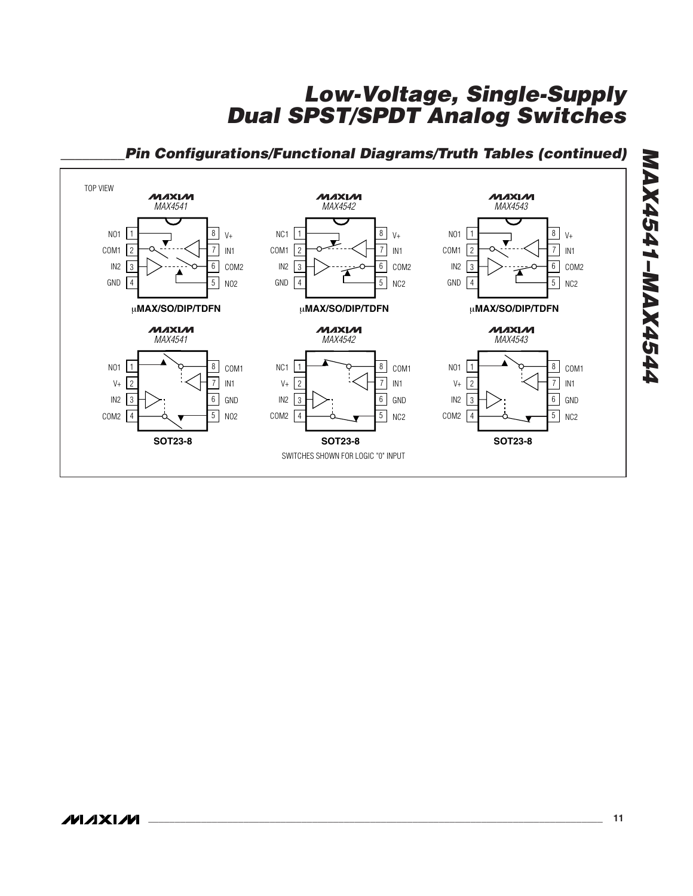## Pin Configurations/Functional Diagrams/Truth Tables (continued)

TOP VIEW

**MAX4541** — μMAX/SO/DIP/TDFN

| Pin | Name | Pin | Name |
|---|---|---|---|
| 1 | NO1 | 8 | V+ |
| 2 | COM1 | 7 | IN1 |
| 3 | IN2 | 6 | COM2 |
| 4 | GND | 5 | NO2 |

**MAX4542** — μMAX/SO/DIP/TDFN

| Pin | Name | Pin | Name |
|---|---|---|---|
| 1 | NC1 | 8 | V+ |
| 2 | COM1 | 7 | IN1 |
| 3 | IN2 | 6 | COM2 |
| 4 | GND | 5 | NC2 |

**MAX4543** — μMAX/SO/DIP/TDFN

| Pin | Name | Pin | Name |
|---|---|---|---|
| 1 | NO1 | 8 | V+ |
| 2 | COM1 | 7 | IN1 |
| 3 | IN2 | 6 | COM2 |
| 4 | GND | 5 | NC2 |

**MAX4541** — SOT23-8

| Pin | Name | Pin | Name |
|---|---|---|---|
| 1 | NO1 | 8 | COM1 |
| 2 | V+ | 7 | IN1 |
| 3 | IN2 | 6 | GND |
| 4 | COM2 | 5 | NO2 |

**MAX4542** — SOT23-8

| Pin | Name | Pin | Name |
|---|---|---|---|
| 1 | NC1 | 8 | COM1 |
| 2 | V+ | 7 | IN1 |
| 3 | IN2 | 6 | GND |
| 4 | COM2 | 5 | NC2 |

**MAX4543** — SOT23-8

| Pin | Name | Pin | Name |
|---|---|---|---|
| 1 | NO1 | 8 | COM1 |
| 2 | V+ | 7 | IN1 |
| 3 | IN2 | 6 | GND |
| 4 | COM2 | 5 | NC2 |

SWITCHES SHOWN FOR LOGIC "0" INPUT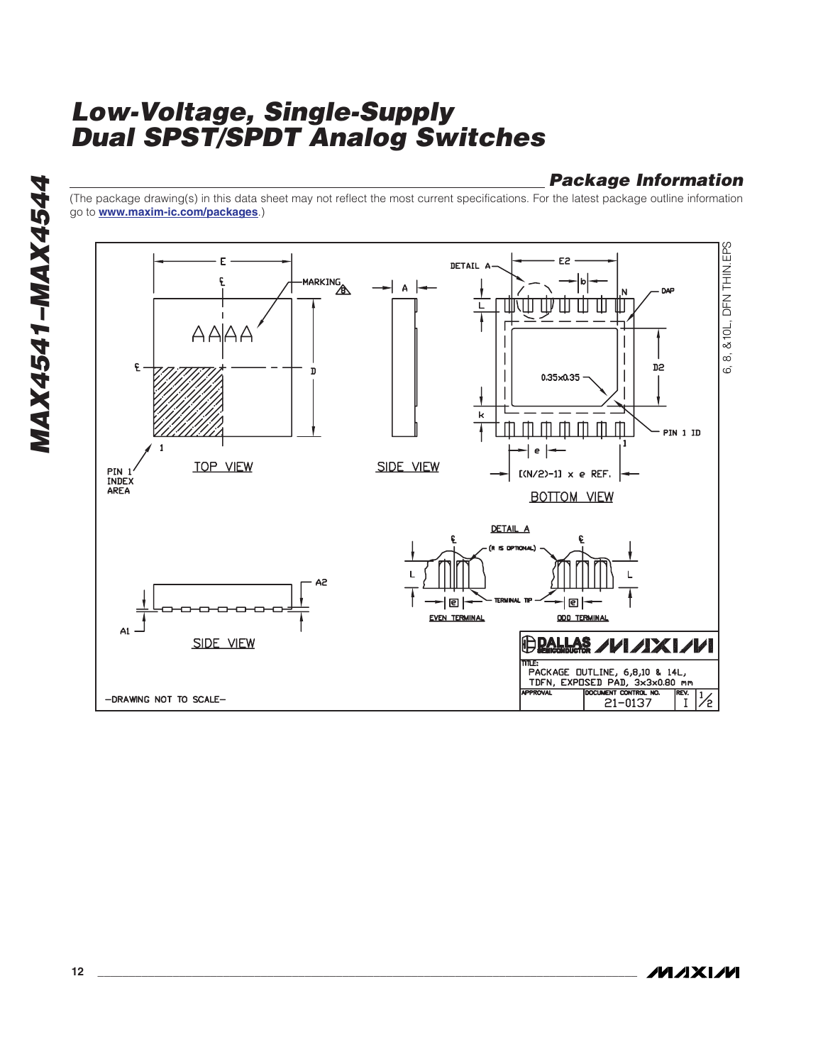## Package Information

(The package drawing(s) in this data sheet may not reflect the most current specifications. For the latest package outline information go to **www.maxim-ic.com/packages**.)

TITLE: PACKAGE OUTLINE, 6,8,10 & 14L, TDFN, EXPOSED PAD, 3x3x0.80 mm

DOCUMENT CONTROL NO. 21-0137 REV. I 1/2

—DRAWING NOT TO SCALE—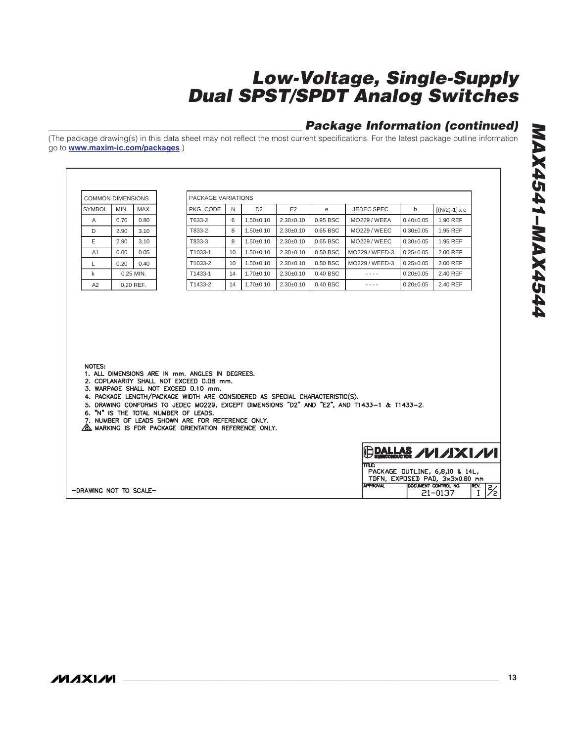## Package Information (continued)

(The package drawing(s) in this data sheet may not reflect the most current specifications. For the latest package outline information go to **www.maxim-ic.com/packages**.)

| COMMON DIMENSIONS | | |
|---|---|---|
| SYMBOL | MIN. | MAX. |
| A | 0.70 | 0.80 |
| D | 2.90 | 3.10 |
| E | 2.90 | 3.10 |
| A1 | 0.00 | 0.05 |
| L | 0.20 | 0.40 |
| k | 0.25 MIN. | |
| A2 | 0.20 REF. | |

| PACKAGE VARIATIONS | | | | | | | |
|---|---|---|---|---|---|---|---|
| PKG. CODE | N | D2 | E2 | e | JEDEC SPEC | b | [(N/2)-1] x e |
| T633-2 | 6 | 1.50±0.10 | 2.30±0.10 | 0.95 BSC | MO229 / WEEA | 0.40±0.05 | 1.90 REF |
| T833-2 | 8 | 1.50±0.10 | 2.30±0.10 | 0.65 BSC | MO229 / WEEC | 0.30±0.05 | 1.95 REF |
| T833-3 | 8 | 1.50±0.10 | 2.30±0.10 | 0.65 BSC | MO229 / WEEC | 0.30±0.05 | 1.95 REF |
| T1033-1 | 10 | 1.50±0.10 | 2.30±0.10 | 0.50 BSC | MO229 / WEED-3 | 0.25±0.05 | 2.00 REF |
| T1033-2 | 10 | 1.50±0.10 | 2.30±0.10 | 0.50 BSC | MO229 / WEED-3 | 0.25±0.05 | 2.00 REF |
| T1433-1 | 14 | 1.70±0.10 | 2.30±0.10 | 0.40 BSC | - - - - | 0.20±0.05 | 2.40 REF |
| T1433-2 | 14 | 1.70±0.10 | 2.30±0.10 | 0.40 BSC | - - - - | 0.20±0.05 | 2.40 REF |

NOTES:
1. ALL DIMENSIONS ARE IN mm. ANGLES IN DEGREES.
2. COPLANARITY SHALL NOT EXCEED 0.08 mm.
3. WARPAGE SHALL NOT EXCEED 0.10 mm.
4. PACKAGE LENGTH/PACKAGE WIDTH ARE CONSIDERED AS SPECIAL CHARACTERISTIC(S).
5. DRAWING CONFORMS TO JEDEC MO229, EXCEPT DIMENSIONS "D2" AND "E2", AND T1433-1 & T1433-2.
6. "N" IS THE TOTAL NUMBER OF LEADS.
7. NUMBER OF LEADS SHOWN ARE FOR REFERENCE ONLY.
8. MARKING IS FOR PACKAGE ORIENTATION REFERENCE ONLY.

DALLAS SEMICONDUCTOR MAXIM

TITLE: PACKAGE OUTLINE, 6,8,10 & 14L, TDFN, EXPOSED PAD, 3x3x0.80 mm

APPROVAL | DOCUMENT CONTROL NO. 21-0137 | REV. I | 2/2

-DRAWING NOT TO SCALE-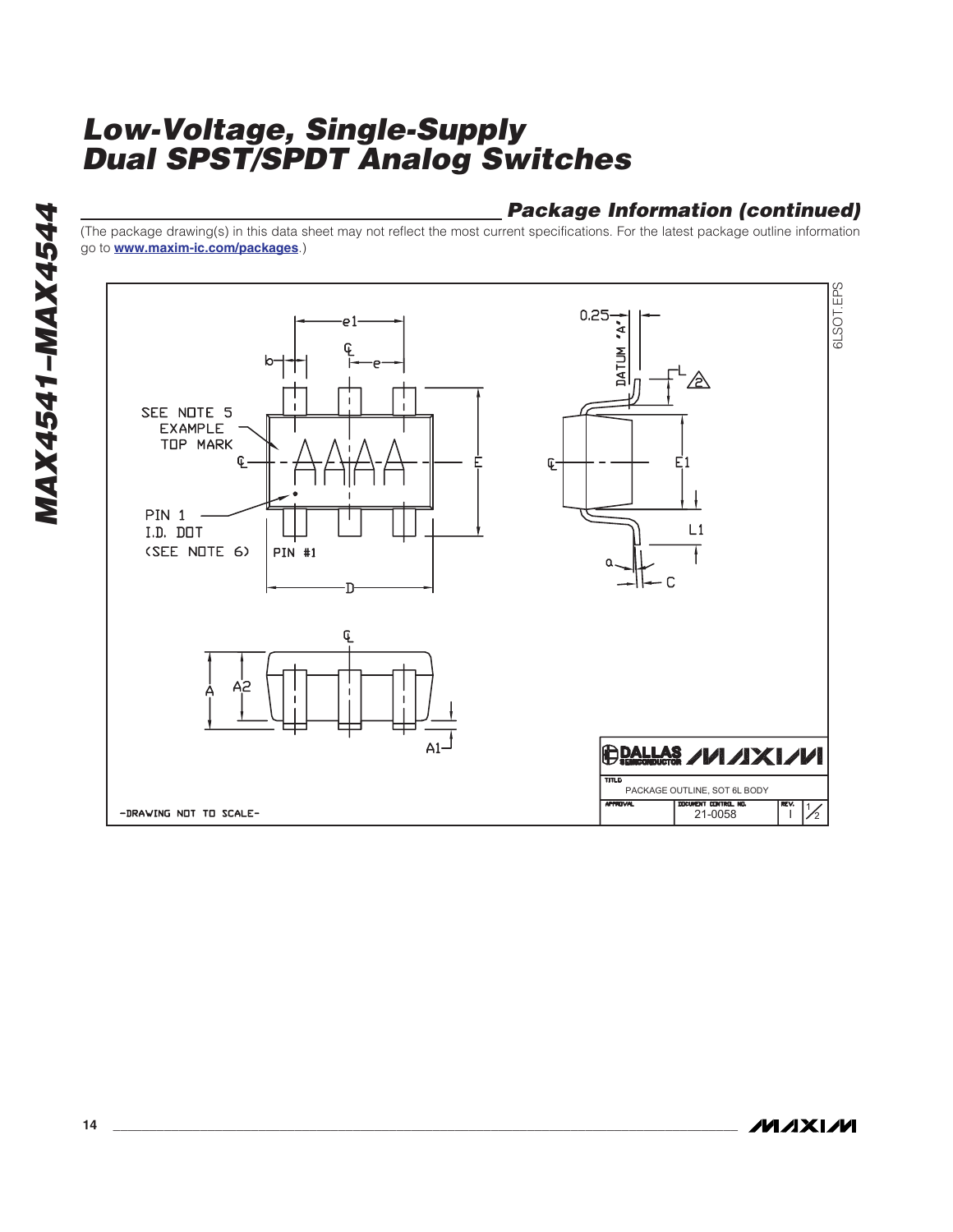## Package Information (continued)

(The package drawing(s) in this data sheet may not reflect the most current specifications. For the latest package outline information go to **www.maxim-ic.com/packages**.)

6LSOT.EPS

SEE NOTE 5 EXAMPLE TOP MARK

PIN 1 I.D. DOT (SEE NOTE 6)

PIN #1

DATUM 'A'

-DRAWING NOT TO SCALE-

| DALLAS SEMICONDUCTOR MAXIM | | |
|---|---|---|
| TITLE: PACKAGE OUTLINE, SOT 6L BODY | | |
| APPROVAL | DOCUMENT CONTROL NO. 21-0058 | REV. I 1/2 |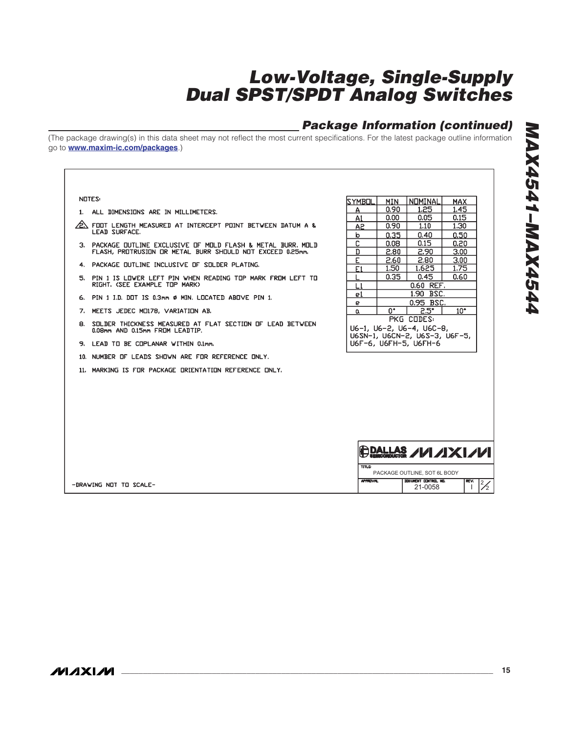## Package Information (continued)

(The package drawing(s) in this data sheet may not reflect the most current specifications. For the latest package outline information go to **www.maxim-ic.com/packages**.)

NOTES:

1. ALL DIMENSIONS ARE IN MILLIMETERS.
2. FOOT LENGTH MEASURED AT INTERCEPT POINT BETWEEN DATUM A & LEAD SURFACE.
3. PACKAGE OUTLINE EXCLUSIVE OF MOLD FLASH & METAL BURR. MOLD FLASH, PROTRUSION OR METAL BURR SHOULD NOT EXCEED 0.25mm.
4. PACKAGE OUTLINE INCLUSIVE OF SOLDER PLATING.
5. PIN 1 IS LOWER LEFT PIN WHEN READING TOP MARK FROM LEFT TO RIGHT. (SEE EXAMPLE TOP MARK)
6. PIN 1 I.D. DOT IS 0.3mm Ø MIN. LOCATED ABOVE PIN 1.
7. MEETS JEDEC MO178, VARIATION AB.
8. SOLDER THICKNESS MEASURED AT FLAT SECTION OF LEAD BETWEEN 0.08mm AND 0.15mm FROM LEADTIP.
9. LEAD TO BE COPLANAR WITHIN 0.1mm.
10. NUMBER OF LEADS SHOWN ARE FOR REFERENCE ONLY.
11. MARKING IS FOR PACKAGE ORIENTATION REFERENCE ONLY.

| SYMBOL | MIN | NOMINAL | MAX |
|---|---|---|---|
| A | 0.90 | 1.25 | 1.45 |
| A1 | 0.00 | 0.05 | 0.15 |
| A2 | 0.90 | 1.10 | 1.30 |
| b | 0.35 | 0.40 | 0.50 |
| C | 0.08 | 0.15 | 0.20 |
| D | 2.80 | 2.90 | 3.00 |
| E | 2.60 | 2.80 | 3.00 |
| E1 | 1.50 | 1.625 | 1.75 |
| L | 0.35 | 0.45 | 0.60 |
| L1 | | 0.60 REF. | |
| e1 | | 1.90 BSC. | |
| e | | 0.95 BSC. | |
| α | 0° | 2.5° | 10° |

PKG CODES:
U6-1, U6-2, U6-4, U6C-8, U6SN-1, U6CN-2, U6S-3, U6F-5, U6F-6, U6FH-5, U6FH-6

-DRAWING NOT TO SCALE-

DALLAS SEMICONDUCTOR MAXIM

TITLE: PACKAGE OUTLINE, SOT 6L BODY

APPROVAL | DOCUMENT CONTROL NO. 21-0058 | REV. I | 2/2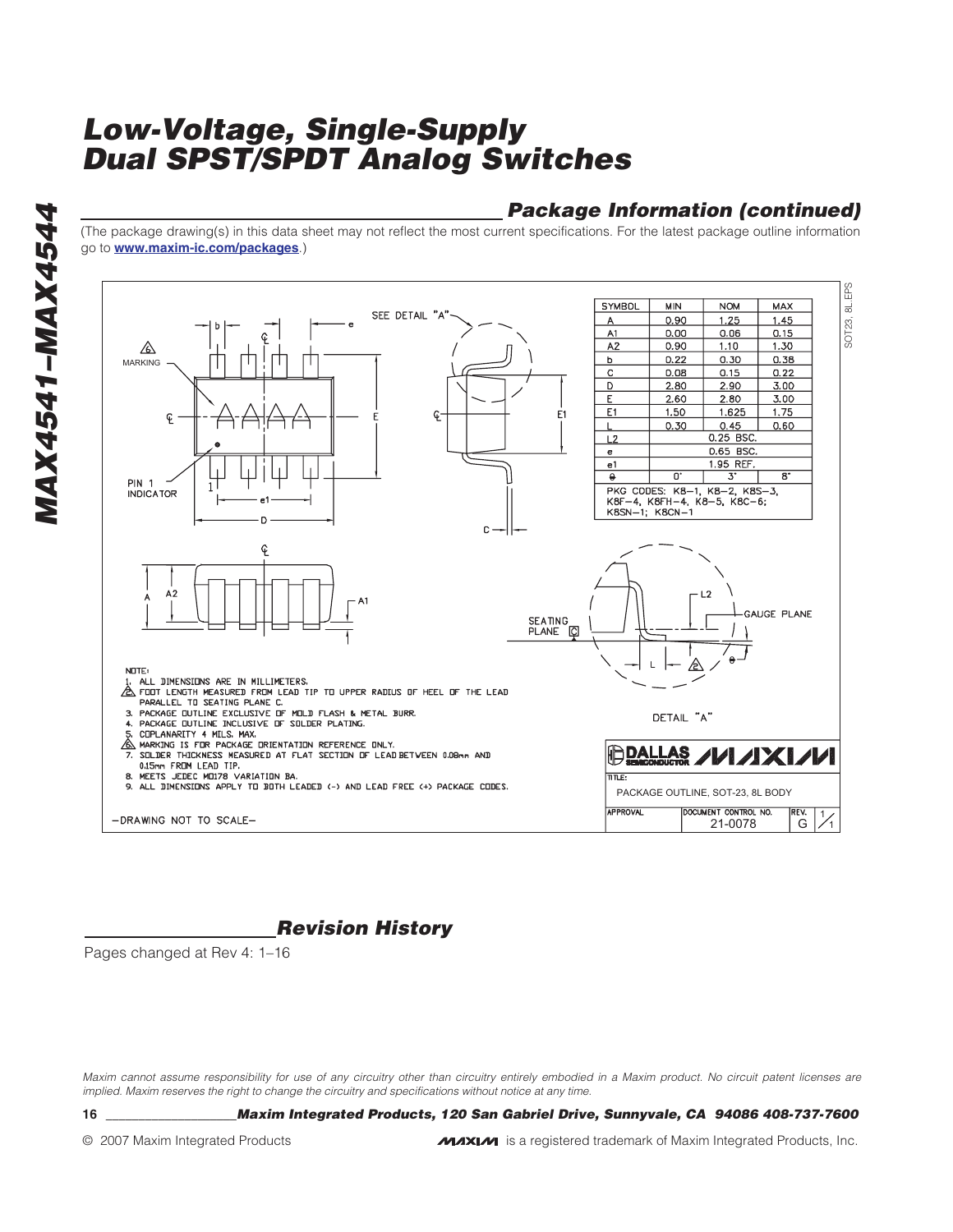## Package Information (continued)

(The package drawing(s) in this data sheet may not reflect the most current specifications. For the latest package outline information go to **www.maxim-ic.com/packages**.)

SOT23, 8L.EPS

| SYMBOL | MIN | NOM | MAX |
|---|---|---|---|
| A | 0.90 | 1.25 | 1.45 |
| A1 | 0.00 | 0.06 | 0.15 |
| A2 | 0.90 | 1.10 | 1.30 |
| b | 0.22 | 0.30 | 0.38 |
| C | 0.08 | 0.15 | 0.22 |
| D | 2.80 | 2.90 | 3.00 |
| E | 2.60 | 2.80 | 3.00 |
| E1 | 1.50 | 1.625 | 1.75 |
| L | 0.30 | 0.45 | 0.60 |
| L2 | | 0.25 BSC. | |
| e | | 0.65 BSC. | |
| e1 | | 1.95 REF. | |
| θ | 0° | 3° | 8° |

PKG CODES: K8-1, K8-2, K8S-3, K8F-4, K8FH-4, K8-5, K8C-6; K8SN-1; K8CN-1

NOTE:
1. ALL DIMENSIONS ARE IN MILLIMETERS.
2. FOOT LENGTH MEASURED FROM LEAD TIP TO UPPER RADIUS OF HEEL OF THE LEAD PARALLEL TO SEATING PLANE C.
3. PACKAGE OUTLINE EXCLUSIVE OF MOLD FLASH & METAL BURR.
4. PACKAGE OUTLINE INCLUSIVE OF SOLDER PLATING.
5. COPLANARITY 4 MILS. MAX.
6. MARKING IS FOR PACKAGE ORIENTATION REFERENCE ONLY.
7. SOLDER THICKNESS MEASURED AT FLAT SECTION OF LEAD BETWEEN 0.08mm AND 0.15mm FROM LEAD TIP.
8. MEETS JEDEC MO178 VARIATION BA.
9. ALL DIMENSIONS APPLY TO BOTH LEADED (-) AND LEAD FREE (+) PACKAGE CODES.

-DRAWING NOT TO SCALE-

TITLE: PACKAGE OUTLINE, SOT-23, 8L BODY

APPROVAL | DOCUMENT CONTROL NO. 21-0078 | REV. G | 1/1

## Revision History

Pages changed at Rev 4: 1–16

*Maxim cannot assume responsibility for use of any circuitry other than circuitry entirely embodied in a Maxim product. No circuit patent licenses are implied. Maxim reserves the right to change the circuitry and specifications without notice at any time.*

**Maxim Integrated Products, 120 San Gabriel Drive, Sunnyvale, CA 94086 408-737-7600**

© 2007 Maxim Integrated Products

MAXIM is a registered trademark of Maxim Integrated Products, Inc.